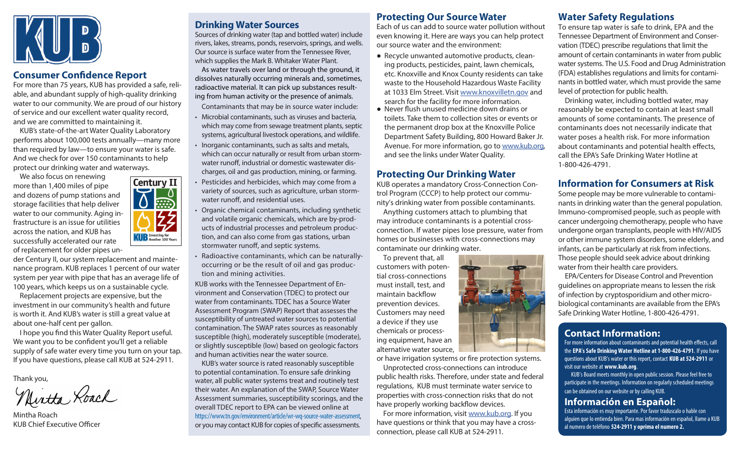## Consumer Confidence Report

For more than 75 years, KUB has provided a safe, reliable, and abundant supply of high-quality drinking water to our community. We are proud of our history of service and our excellent water quality record, and we are committed to maintaining it.

KUB's state-of-the-art Water Quality Laboratory performs about 100,000 tests annually—many more than required by law—to ensure your water is safe. And we check for over 150 contaminants to help protect our drinking water and waterways.

We also focus on renewing more than 1,400 miles of pipe and dozens of pump stations and storage facilities that help deliver water to our community. Aging infrastructure is an issue for utilities across the nation, and KUB has successfully accelerated our rate of replacement for older pipes under Century II, our system replacement and maintenance program. KUB replaces 1 percent of our water system per year with pipe that has an average life of 100 years, which keeps us on a sustainable cycle.

Replacement projects are expensive, but the investment in our community's health and future is worth it. And KUB's water is still a great value at about one-half cent per gallon.

I hope you find this Water Quality Report useful. We want you to be confident you'll get a reliable supply of safe water every time you turn on your tap. If you have questions, please call KUB at 524-2911.

Thank you,

Mintha Roach
KUB Chief Executive Officer

## Drinking Water Sources

Sources of drinking water (tap and bottled water) include rivers, lakes, streams, ponds, reservoirs, springs, and wells. Our source is surface water from the Tennessee River, which supplies the Mark B. Whitaker Water Plant.

As water travels over land or through the ground, it dissolves naturally occurring minerals and, sometimes, radioactive material. It can pick up substances resulting from human activity or the presence of animals.

Contaminants that may be in source water include:

- Microbial contaminants, such as viruses and bacteria, which may come from sewage treatment plants, septic systems, agricultural livestock operations, and wildlife.
- Inorganic contaminants, such as salts and metals, which can occur naturally or result from urban stormwater runoff, industrial or domestic wastewater discharges, oil and gas production, mining, or farming.
- Pesticides and herbicides, which may come from a variety of sources, such as agriculture, urban stormwater runoff, and residential uses.
- Organic chemical contaminants, including synthetic and volatile organic chemicals, which are by-products of industrial processes and petroleum production, and can also come from gas stations, urban stormwater runoff, and septic systems.
- Radioactive contaminants, which can be naturally-occurring or be the result of oil and gas production and mining activities.

KUB works with the Tennessee Department of Environment and Conservation (TDEC) to protect our water from contaminants. TDEC has a Source Water Assessment Program (SWAP) Report that assesses the susceptibility of untreated water sources to potential contamination. The SWAP rates sources as reasonably susceptible (high), moderately susceptible (moderate), or slightly susceptible (low) based on geologic factors and human activities near the water source.

KUB's water source is rated reasonably susceptible to potential contamination. To ensure safe drinking water, all public water systems treat and routinely test their water. An explanation of the SWAP, Source Water Assessment summaries, susceptibility scorings, and the overall TDEC report to EPA can be viewed online at https://www.tn.gov/environment/article/wr-wq-source-water-assessment, or you may contact KUB for copies of specific assessments.

## Protecting Our Source Water

Each of us can add to source water pollution without even knowing it. Here are ways you can help protect our source water and the environment:

- Recycle unwanted automotive products, cleaning products, pesticides, paint, lawn chemicals, etc. Knoxville and Knox County residents can take waste to the Household Hazardous Waste Facility at 1033 Elm Street. Visit www.knoxvilletn.gov and search for the facility for more information.
- Never flush unused medicine down drains or toilets. Take them to collection sites or events or the permanent drop box at the Knoxville Police Department Safety Building, 800 Howard Baker Jr. Avenue. For more information, go to www.kub.org, and see the links under Water Quality.

## Protecting Our Drinking Water

KUB operates a mandatory Cross-Connection Control Program (CCCP) to help protect our community's drinking water from possible contaminants.

Anything customers attach to plumbing that may introduce contaminants is a potential cross-connection. If water pipes lose pressure, water from homes or businesses with cross-connections may contaminate our drinking water.

To prevent that, all customers with potential cross-connections must install, test, and maintain backflow prevention devices. Customers may need a device if they use chemicals or processing equipment, have an alternative water source, or have irrigation systems or fire protection systems.

Unprotected cross-connections can introduce public health risks. Therefore, under state and federal regulations, KUB must terminate water service to properties with cross-connection risks that do not have properly working backflow devices.

For more information, visit www.kub.org. If you have questions or think that you may have a cross-connection, please call KUB at 524-2911.

## Water Safety Regulations

To ensure tap water is safe to drink, EPA and the Tennessee Department of Environment and Conservation (TDEC) prescribe regulations that limit the amount of certain contaminants in water from public water systems. The U.S. Food and Drug Administration (FDA) establishes regulations and limits for contaminants in bottled water, which must provide the same level of protection for public health.

Drinking water, including bottled water, may reasonably be expected to contain at least small amounts of some contaminants. The presence of contaminants does not necessarily indicate that water poses a health risk. For more information about contaminants and potential health effects, call the EPA's Safe Drinking Water Hotline at 1-800-426-4791.

## Information for Consumers at Risk

Some people may be more vulnerable to contaminants in drinking water than the general population. Immuno-compromised people, such as people with cancer undergoing chemotherapy, people who have undergone organ transplants, people with HIV/AIDS or other immune system disorders, some elderly, and infants, can be particularly at risk from infections. Those people should seek advice about drinking water from their health care providers.

EPA/Centers for Disease Control and Prevention guidelines on appropriate means to lessen the risk of infection by cryptosporidium and other microbiological contaminants are available from the EPA's Safe Drinking Water Hotline, 1-800-426-4791.

## Contact Information:

For more information about contaminants and potential health effects, call the **EPA's Safe Drinking Water Hotline at 1-800-426-4791**. If you have questions about KUB's water or this report, contact **KUB at 524-2911** or visit our website at **www.kub.org**.

KUB's Board meets monthly in open public session. Please feel free to participate in the meetings. Information on regularly scheduled meetings can be obtained on our website or by calling KUB.

## Información en Español:

Esta información es muy importante. Por favor traduscalo o hable con alguien que lo entienda bien. Para mas información en español, llame a KUB al numero de teléfono **524-2911 y oprima el numero 2.**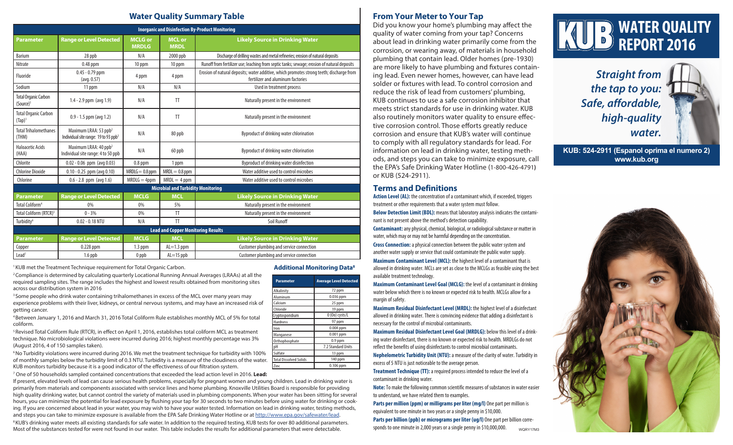## Water Quality Summary Table

| Parameter | Range or Level Detected | MCLG or MRDLG | MCL or MRDL | Likely Source in Drinking Water |
|---|---|---|---|---|
| **Inorganic and Disinfection By-Product Monitoring** | | | | |
| Barium | 28 ppb | N/A | 2000 ppb | Discharge of drilling wastes and metal refineries; erosion of natural deposits |
| Nitrate | 0.48 ppm | 10 ppm | 10 ppm | Runoff from fertilizer use; leaching from septic tanks; sewage; erosion of natural deposits |
| Fluoride | 0.45 - 0.79 ppm (avg. 0.57) | 4 ppm | 4 ppm | Erosion of natural deposits; water additive, which promotes strong teeth; discharge from fertilizer and aluminum factories |
| Sodium | 11 ppm | N/A | N/A | Used in treatment process |
| Total Organic Carbon (Source)[1] | 1.4 - 2.9 ppm (avg 1.9) | N/A | TT | Naturally present in the environment |
| Total Organic Carbon (Tap)[1] | 0.9 - 1.5 ppm (avg 1.2) | N/A | TT | Naturally present in the environment |
| Total Trihalomethanes (THM) | Maximum LRAA: 53 ppb[2] Individual site range: 19 to 93 ppb[3] | N/A | 80 ppb | Byproduct of drinking water chlorination |
| Haloacetic Acids (HAA) | Maximum LRAA: 40 ppb[2] Individual site range: 4 to 50 ppb | N/A | 60 ppb | Byproduct of drinking water chlorination |
| Chlorite | 0.02 - 0.06 ppm (avg 0.03) | 0.8 ppm | 1 ppm | Byproduct of drinking water disinfection |
| Chlorine Dioxide | 0.10 - 0.25 ppm (avg 0.10) | MRDLG = 0.8 ppm | MRDL = 0.8 ppm | Water additive used to control microbes |
| Chlorine | 0.6 - 2.8 ppm (avg 1.6) | MRDLG = 4ppm | MRDL = 4 ppm | Water additive used to control microbes |
| **Microbial and Turbidity Monitoring** | | | | |
| **Parameter** | **Range or Level Detected** | **MCLG** | **MCL** | **Likely Source in Drinking Water** |
| Total Coliform[4] | 0% | 0% | 5% | Naturally present in the environment |
| Total Coliform (RTCR)[5] | 0 - 3% | 0% | TT | Naturally present in the environment |
| Turbidity[6] | 0.02 - 0.18 NTU | N/A | TT | Soil Runoff |
| **Lead and Copper Monitoring Results** | | | | |
| **Parameter** | **Range or Level Detected** | **MCLG** | **MCL** | **Likely Source in Drinking Water** |
| Copper | 0.228 ppm | 1.3 ppm | AL=1.3 ppm | Customer plumbing and service connection |
| Lead[7] | 1.6 ppb | 0 ppb | AL=15 ppb | Customer plumbing and service connection |

[1] KUB met the Treatment Technique requirement for Total Organic Carbon.

[2] Compliance is determined by calculating quarterly Locational Running Annual Averages (LRAAs) at all the required sampling sites. The range includes the highest and lowest results obtained from monitoring sites across our distribution system in 2016

[3] Some people who drink water containing trihalomethanes in excess of the MCL over many years may experience problems with their liver, kidneys, or central nervous systems, and may have an increased risk of getting cancer.

[4] Between January 1, 2016 and March 31, 2016 Total Coliform Rule establishes monthly MCL of 5% for total coliform.

[5] Revised Total Coliform Rule (RTCR), in effect on April 1, 2016, establishes total coliform MCL as treatment technique. No microbiological violations were incurred during 2016; highest monthly percentage was 3% (August 2016, 4 of 150 samples taken).

[6] No Turbidity violations were incurred during 2016. We met the treatment technique for turbidity with 100% of monthly samples below the turbidity limit of 0.3 NTU. Turbidity is a measure of the cloudiness of the water. KUB monitors turbidity because it is a good indicator of the effectiveness of our filtration system.

[7] One of 50 households sampled contained concentrations that exceeded the lead action level in 2016. **Lead:** If present, elevated levels of lead can cause serious health problems, especially for pregnant women and young children. Lead in drinking water is primarily from materials and components associated with service lines and home plumbing. Knoxville Utilities Board is responsible for providing high quality drinking water, but cannot control the variety of materials used in plumbing components. When your water has been sitting for several hours, you can minimize the potential for lead exposure by flushing your tap for 30 seconds to two minutes before using water for drinking or cooking. If you are concerned about lead in your water, you may wish to have your water tested. Information on lead in drinking water, testing methods, and steps you can take to minimize exposure is available from the EPA Safe Drinking Water Hotline or at http://www.epa.gov/safewater/lead.

[8] KUB's drinking water meets all existing standards for safe water. In addition to the required testing, KUB tests for over 80 additional parameters. Most of the substances tested for were not found in our water. This table includes the results for additional parameters that were detectable.

### Additional Monitoring Data[8]

| Parameter | Average Level Detected |
|---|---|
| Alkalinity | 72 ppm |
| Aluminum | 0.036 ppm |
| Calcium | 25 ppm |
| Chloride | 19 ppm |
| Cryptosporidium | 0 (Oo) cysts/L |
| Hardness | 97 ppm |
| Iron | 0.008 ppm |
| Manganese | 0.001 ppm |
| Orthophosphate | 0.9 ppm |
| pH | 7.2 Standard Units |
| Sulfate | 13 ppm |
| Total Dissolved Solids | 140 ppm |
| Zinc | 0.106 ppm |

## From Your Meter to Your Tap

Did you know your home's plumbing may affect the quality of water coming from your tap? Concerns about lead in drinking water primarily come from the corrosion, or wearing away, of materials in household plumbing that contain lead. Older homes (pre-1930) are more likely to have plumbing and fixtures containing lead. Even newer homes, however, can have lead solder or fixtures with lead. To control corrosion and reduce the risk of lead from customers' plumbing, KUB continues to use a safe corrosion inhibitor that meets strict standards for use in drinking water. KUB also routinely monitors water quality to ensure effective corrosion control. Those efforts greatly reduce corrosion and ensure that KUB's water will continue to comply with all regulatory standards for lead. For information on lead in drinking water, testing methods, and steps you can take to minimize exposure, call the EPA's Safe Drinking Water Hotline (1-800-426-4791) or KUB (524-2911).

## Terms and Definitions

**Action Level (AL):** the concentration of a contaminant which, if exceeded, triggers treatment or other requirements that a water system must follow.

**Below Detection Limit (BDL):** means that laboratory analysis indicates the contaminant is not present above the method's detection capability.

**Contaminant:** any physical, chemical, biological, or radiological substance or matter in water, which may or may not be harmful depending on the concentration.

**Cross Connection:** a physical connection between the public water system and another water supply or service that could contaminate the public water supply.

**Maximum Contaminant Level (MCL):** the highest level of a contaminant that is allowed in drinking water. MCLs are set as close to the MCLGs as feasible using the best available treatment technology.

**Maximum Contaminant Level Goal (MCLG):** the level of a contaminant in drinking water below which there is no known or expected risk to health. MCLGs allow for a margin of safety.

**Maximum Residual Disinfectant Level (MRDL):** the highest level of a disinfectant allowed in drinking water. There is convincing evidence that adding a disinfectant is necessary for the control of microbial contaminants.

**Maximum Residual Disinfectant Level Goal (MRDLG):** below this level of a drinking water disinfectant, there is no known or expected risk to health. MRDLGs do not reflect the benefits of using disinfectants to control microbial contaminants.

**Nephelometric Turbidity Unit (NTU):** a measure of the clarity of water. Turbidity in excess of 5 NTU is just noticeable to the average person.

**Treatment Technique (TT):** a required process intended to reduce the level of a contaminant in drinking water.

**Note:** To make the following common scientific measures of substances in water easier to understand, we have related them to examples.

**Parts per million (ppm) or milligrams per liter (mg/l)** One part per million is equivalent to one minute in two years or a single penny in $10,000.

**Parts per billion (ppb) or micrograms per liter (ug/l)** One part per billion corresponds to one minute in 2,000 years or a single penny in $10,000,000.

WQRY17M3

# KUB WATER QUALITY REPORT 2016

***Straight from the tap to you: Safe, affordable, high-quality water.***

**KUB: 524-2911 (Espanol oprima el numero 2)**
**www.kub.org**